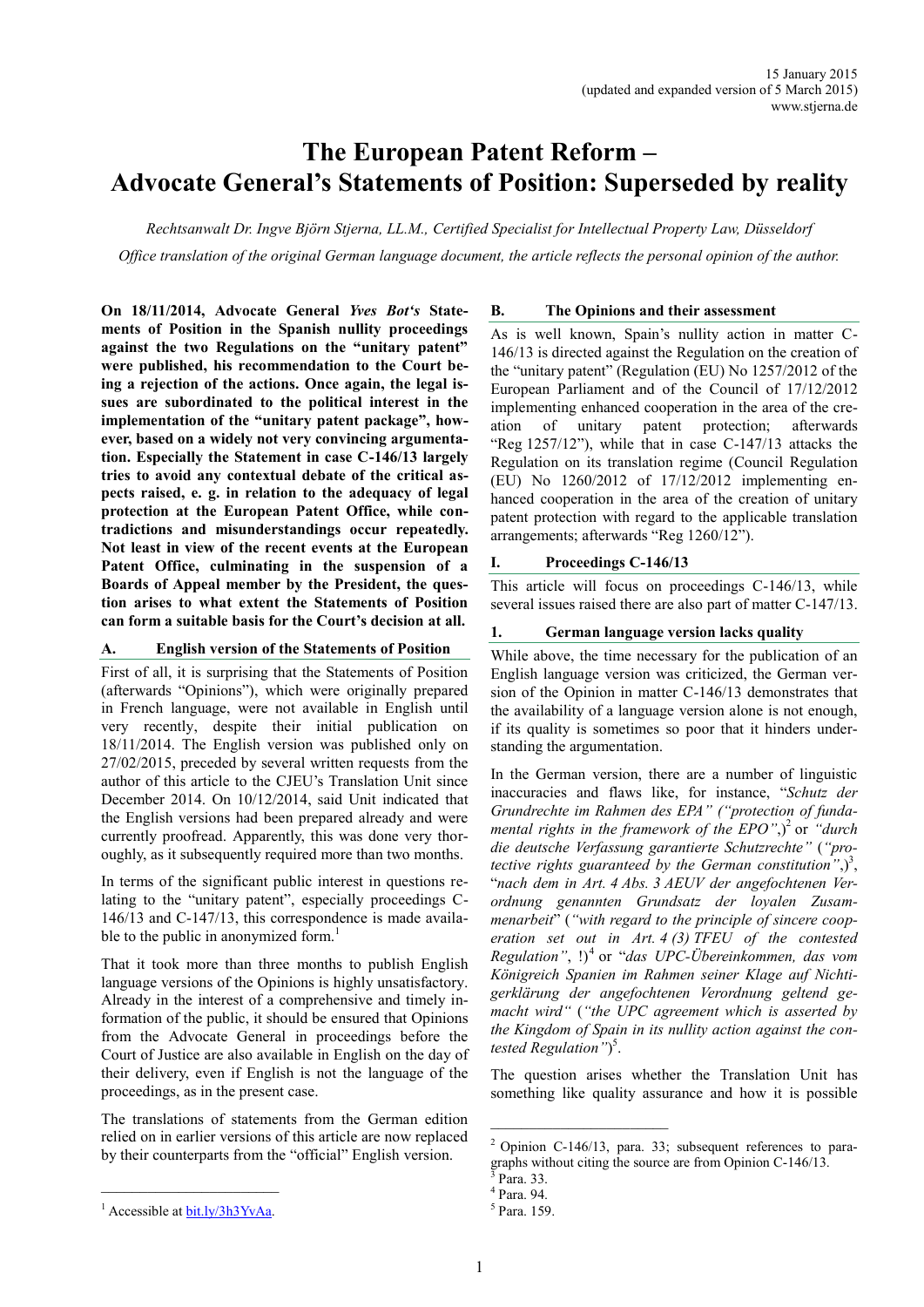15 January 2015
(updated and expanded version of 5 March 2015)
www.stjerna.de

# The European Patent Reform – Advocate General's Statements of Position: Superseded by reality

*Rechtsanwalt Dr. Ingve Björn Stjerna, LL.M., Certified Specialist for Intellectual Property Law, Düsseldorf*

*Office translation of the original German language document, the article reflects the personal opinion of the author.*

**On 18/11/2014, Advocate General *Yves Bot's* Statements of Position in the Spanish nullity proceedings against the two Regulations on the "unitary patent" were published, his recommendation to the Court being a rejection of the actions. Once again, the legal issues are subordinated to the political interest in the implementation of the "unitary patent package", however, based on a widely not very convincing argumentation. Especially the Statement in case C-146/13 largely tries to avoid any contextual debate of the critical aspects raised, e. g. in relation to the adequacy of legal protection at the European Patent Office, while contradictions and misunderstandings occur repeatedly. Not least in view of the recent events at the European Patent Office, culminating in the suspension of a Boards of Appeal member by the President, the question arises to what extent the Statements of Position can form a suitable basis for the Court's decision at all.**

## A. English version of the Statements of Position

First of all, it is surprising that the Statements of Position (afterwards "Opinions"), which were originally prepared in French language, were not available in English until very recently, despite their initial publication on 18/11/2014. The English version was published only on 27/02/2015, preceded by several written requests from the author of this article to the CJEU's Translation Unit since December 2014. On 10/12/2014, said Unit indicated that the English versions had been prepared already and were currently proofread. Apparently, this was done very thoroughly, as it subsequently required more than two months.

In terms of the significant public interest in questions relating to the "unitary patent", especially proceedings C-146/13 and C-147/13, this correspondence is made available to the public in anonymized form.[1]

That it took more than three months to publish English language versions of the Opinions is highly unsatisfactory. Already in the interest of a comprehensive and timely information of the public, it should be ensured that Opinions from the Advocate General in proceedings before the Court of Justice are also available in English on the day of their delivery, even if English is not the language of the proceedings, as in the present case.

The translations of statements from the German edition relied on in earlier versions of this article are now replaced by their counterparts from the "official" English version.

## B. The Opinions and their assessment

As is well known, Spain's nullity action in matter C-146/13 is directed against the Regulation on the creation of the "unitary patent" (Regulation (EU) No 1257/2012 of the European Parliament and of the Council of 17/12/2012 implementing enhanced cooperation in the area of the creation of unitary patent protection; afterwards "Reg 1257/12"), while that in case C-147/13 attacks the Regulation on its translation regime (Council Regulation (EU) No 1260/2012 of 17/12/2012 implementing enhanced cooperation in the area of the creation of unitary patent protection with regard to the applicable translation arrangements; afterwards "Reg 1260/12").

## I. Proceedings C-146/13

This article will focus on proceedings C-146/13, while several issues raised there are also part of matter C-147/13.

### 1. German language version lacks quality

While above, the time necessary for the publication of an English language version was criticized, the German version of the Opinion in matter C-146/13 demonstrates that the availability of a language version alone is not enough, if its quality is sometimes so poor that it hinders understanding the argumentation.

In the German version, there are a number of linguistic inaccuracies and flaws like, for instance, "*Schutz der Grundrechte im Rahmen des EPA*" (*"protection of fundamental rights in the framework of the EPO"*,)[2] or *"durch die deutsche Verfassung garantierte Schutzrechte"* (*"protective rights guaranteed by the German constitution"*,)[3], "*nach dem in Art. 4 Abs. 3 AEUV der angefochtenen Verordnung genannten Grundsatz der loyalen Zusammenarbeit*" (*"with regard to the principle of sincere cooperation set out in Art. 4 (3) TFEU of the contested Regulation"*, !)[4] or "*das UPC-Übereinkommen, das vom Königreich Spanien im Rahmen seiner Klage auf Nichtigerklärung der angefochtenen Verordnung geltend gemacht wird"* (*"the UPC agreement which is asserted by the Kingdom of Spain in its nullity action against the contested Regulation"*)[5].

The question arises whether the Translation Unit has something like quality assurance and how it is possible

---

[1] Accessible at bit.ly/3h3YvAa.

[2] Opinion C-146/13, para. 33; subsequent references to paragraphs without citing the source are from Opinion C-146/13.

[3] Para. 33.

[4] Para. 94.

[5] Para. 159.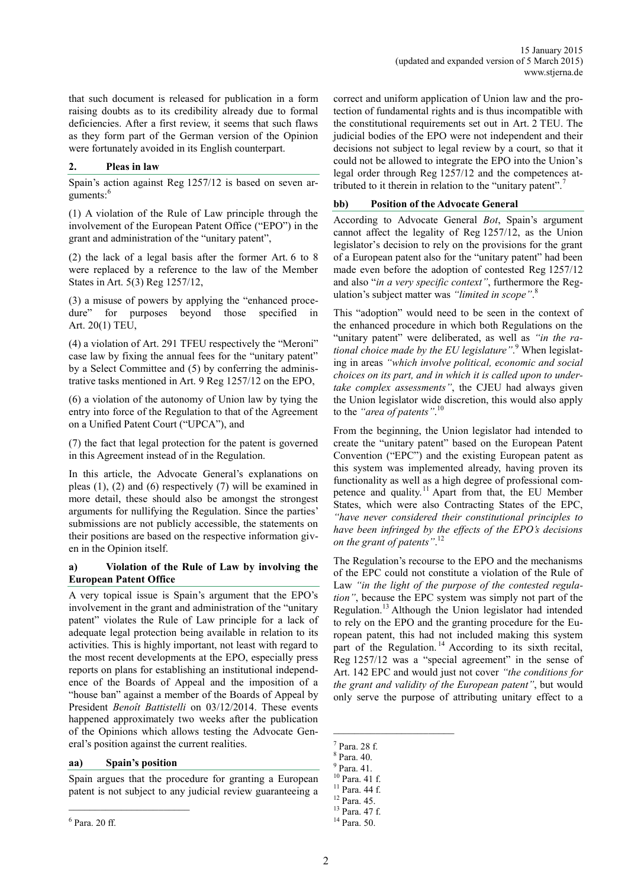that such document is released for publication in a form raising doubts as to its credibility already due to formal deficiencies. After a first review, it seems that such flaws as they form part of the German version of the Opinion were fortunately avoided in its English counterpart.

## 2. Pleas in law

Spain's action against Reg 1257/12 is based on seven arguments:[6]

(1) A violation of the Rule of Law principle through the involvement of the European Patent Office ("EPO") in the grant and administration of the "unitary patent",

(2) the lack of a legal basis after the former Art. 6 to 8 were replaced by a reference to the law of the Member States in Art. 5(3) Reg 1257/12,

(3) a misuse of powers by applying the "enhanced procedure" for purposes beyond those specified in Art. 20(1) TEU,

(4) a violation of Art. 291 TFEU respectively the "Meroni" case law by fixing the annual fees for the "unitary patent" by a Select Committee and (5) by conferring the administrative tasks mentioned in Art. 9 Reg 1257/12 on the EPO,

(6) a violation of the autonomy of Union law by tying the entry into force of the Regulation to that of the Agreement on a Unified Patent Court ("UPCA"), and

(7) the fact that legal protection for the patent is governed in this Agreement instead of in the Regulation.

In this article, the Advocate General's explanations on pleas (1), (2) and (6) respectively (7) will be examined in more detail, these should also be amongst the strongest arguments for nullifying the Regulation. Since the parties' submissions are not publicly accessible, the statements on their positions are based on the respective information given in the Opinion itself.

### a) Violation of the Rule of Law by involving the European Patent Office

A very topical issue is Spain's argument that the EPO's involvement in the grant and administration of the "unitary patent" violates the Rule of Law principle for a lack of adequate legal protection being available in relation to its activities. This is highly important, not least with regard to the most recent developments at the EPO, especially press reports on plans for establishing an institutional independence of the Boards of Appeal and the imposition of a "house ban" against a member of the Boards of Appeal by President *Benoît Battistelli* on 03/12/2014. These events happened approximately two weeks after the publication of the Opinions which allows testing the Advocate General's position against the current realities.

#### aa) Spain's position

Spain argues that the procedure for granting a European patent is not subject to any judicial review guaranteeing a correct and uniform application of Union law and the protection of fundamental rights and is thus incompatible with the constitutional requirements set out in Art. 2 TEU. The judicial bodies of the EPO were not independent and their decisions not subject to legal review by a court, so that it could not be allowed to integrate the EPO into the Union's legal order through Reg 1257/12 and the competences attributed to it therein in relation to the "unitary patent".[7]

#### bb) Position of the Advocate General

According to Advocate General *Bot*, Spain's argument cannot affect the legality of Reg 1257/12, as the Union legislator's decision to rely on the provisions for the grant of a European patent also for the "unitary patent" had been made even before the adoption of contested Reg 1257/12 and also "*in a very specific context*", furthermore the Regulation's subject matter was *"limited in scope"*.[8]

This "adoption" would need to be seen in the context of the enhanced procedure in which both Regulations on the "unitary patent" were deliberated, as well as *"in the rational choice made by the EU legislature"*.[9] When legislating in areas *"which involve political, economic and social choices on its part, and in which it is called upon to undertake complex assessments"*, the CJEU had always given the Union legislator wide discretion, this would also apply to the *"area of patents"*.[10]

From the beginning, the Union legislator had intended to create the "unitary patent" based on the European Patent Convention ("EPC") and the existing European patent as this system was implemented already, having proven its functionality as well as a high degree of professional competence and quality.[11] Apart from that, the EU Member States, which were also Contracting States of the EPC, *"have never considered their constitutional principles to have been infringed by the effects of the EPO's decisions on the grant of patents"*.[12]

The Regulation's recourse to the EPO and the mechanisms of the EPC could not constitute a violation of the Rule of Law *"in the light of the purpose of the contested regulation"*, because the EPC system was simply not part of the Regulation.[13] Although the Union legislator had intended to rely on the EPO and the granting procedure for the European patent, this had not included making this system part of the Regulation.[14] According to its sixth recital, Reg 1257/12 was a "special agreement" in the sense of Art. 142 EPC and would just not cover *"the conditions for the grant and validity of the European patent"*, but would only serve the purpose of attributing unitary effect to a

---

[6] Para. 20 ff.

[7] Para. 28 f.

[8] Para. 40.

[9] Para. 41.

[10] Para. 41 f.

[11] Para. 44 f.

[12] Para. 45.

[13] Para. 47 f.

[14] Para. 50.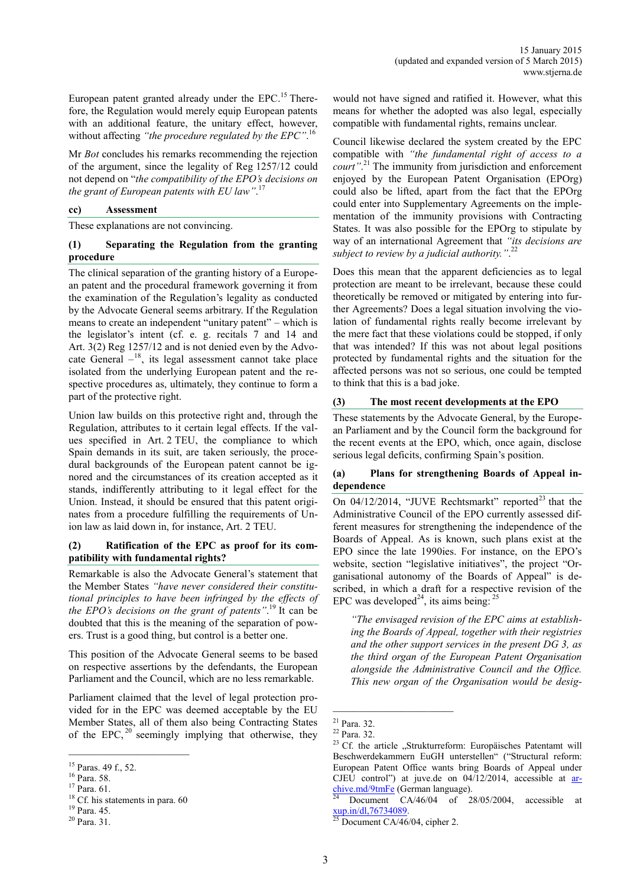European patent granted already under the EPC.[15] Therefore, the Regulation would merely equip European patents with an additional feature, the unitary effect, however, without affecting *"the procedure regulated by the EPC"*.[16]

Mr *Bot* concludes his remarks recommending the rejection of the argument, since the legality of Reg 1257/12 could not depend on "*the compatibility of the EPO's decisions on the grant of European patents with EU law"*.[17]

#### cc) Assessment

These explanations are not convincing.

##### (1) Separating the Regulation from the granting procedure

The clinical separation of the granting history of a European patent and the procedural framework governing it from the examination of the Regulation's legality as conducted by the Advocate General seems arbitrary. If the Regulation means to create an independent "unitary patent" – which is the legislator's intent (cf. e. g. recitals 7 and 14 and Art. 3(2) Reg 1257/12 and is not denied even by the Advocate General –[18], its legal assessment cannot take place isolated from the underlying European patent and the respective procedures as, ultimately, they continue to form a part of the protective right.

Union law builds on this protective right and, through the Regulation, attributes to it certain legal effects. If the values specified in Art. 2 TEU, the compliance to which Spain demands in its suit, are taken seriously, the procedural backgrounds of the European patent cannot be ignored and the circumstances of its creation accepted as it stands, indifferently attributing to it legal effect for the Union. Instead, it should be ensured that this patent originates from a procedure fulfilling the requirements of Union law as laid down in, for instance, Art. 2 TEU.

##### (2) Ratification of the EPC as proof for its compatibility with fundamental rights?

Remarkable is also the Advocate General's statement that the Member States *"have never considered their constitutional principles to have been infringed by the effects of the EPO's decisions on the grant of patents"*.[19] It can be doubted that this is the meaning of the separation of powers. Trust is a good thing, but control is a better one.

This position of the Advocate General seems to be based on respective assertions by the defendants, the European Parliament and the Council, which are no less remarkable.

Parliament claimed that the level of legal protection provided for in the EPC was deemed acceptable by the EU Member States, all of them also being Contracting States of the EPC,[20] seemingly implying that otherwise, they would not have signed and ratified it. However, what this means for whether the adopted was also legal, especially compatible with fundamental rights, remains unclear.

Council likewise declared the system created by the EPC compatible with *"the fundamental right of access to a court"*.[21] The immunity from jurisdiction and enforcement enjoyed by the European Patent Organisation (EPOrg) could also be lifted, apart from the fact that the EPOrg could enter into Supplementary Agreements on the implementation of the immunity provisions with Contracting States. It was also possible for the EPOrg to stipulate by way of an international Agreement that *"its decisions are subject to review by a judicial authority."*.[22]

Does this mean that the apparent deficiencies as to legal protection are meant to be irrelevant, because these could theoretically be removed or mitigated by entering into further Agreements? Does a legal situation involving the violation of fundamental rights really become irrelevant by the mere fact that these violations could be stopped, if only that was intended? If this was not about legal positions protected by fundamental rights and the situation for the affected persons was not so serious, one could be tempted to think that this is a bad joke.

##### (3) The most recent developments at the EPO

These statements by the Advocate General, by the European Parliament and by the Council form the background for the recent events at the EPO, which, once again, disclose serious legal deficits, confirming Spain's position.

##### (a) Plans for strengthening Boards of Appeal independence

On 04/12/2014, "JUVE Rechtsmarkt" reported[23] that the Administrative Council of the EPO currently assessed different measures for strengthening the independence of the Boards of Appeal. As is known, such plans exist at the EPO since the late 1990ies. For instance, on the EPO's website, section "legislative initiatives", the project "Organisational autonomy of the Boards of Appeal" is described, in which a draft for a respective revision of the EPC was developed[24], its aims being: [25]

> *"The envisaged revision of the EPC aims at establishing the Boards of Appeal, together with their registries and the other support services in the present DG 3, as the third organ of the European Patent Organisation alongside the Administrative Council and the Office. This new organ of the Organisation would be desig-*

---

[15] Paras. 49 f., 52.
[16] Para. 58.
[17] Para. 61.
[18] Cf. his statements in para. 60
[19] Para. 45.
[20] Para. 31.
[21] Para. 32.
[22] Para. 32.
[23] Cf. the article „Strukturreform: Europäisches Patentamt will Beschwerdekammern EuGH unterstellen" ("Structural reform: European Patent Office wants bring Boards of Appeal under CJEU control") at juve.de on 04/12/2014, accessible at archive.md/9tmFe (German language).
[24] Document CA/46/04 of 28/05/2004, accessible at xup.in/dl,76734089.
[25] Document CA/46/04, cipher 2.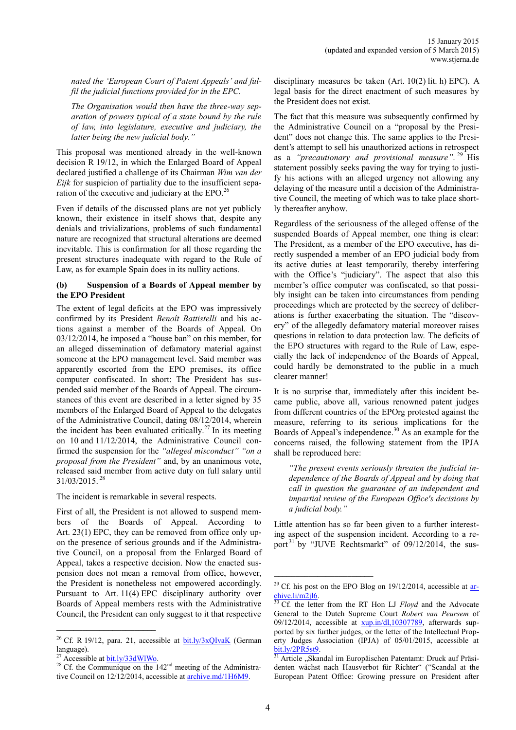*nated the 'European Court of Patent Appeals' and fulfil the judicial functions provided for in the EPC.*

*The Organisation would then have the three-way separation of powers typical of a state bound by the rule of law, into legislature, executive and judiciary, the latter being the new judicial body."*

This proposal was mentioned already in the well-known decision R 19/12, in which the Enlarged Board of Appeal declared justified a challenge of its Chairman *Wim van der Eijk* for suspicion of partiality due to the insufficient separation of the executive and judiciary at the EPO.[26]

Even if details of the discussed plans are not yet publicly known, their existence in itself shows that, despite any denials and trivializations, problems of such fundamental nature are recognized that structural alterations are deemed inevitable. This is confirmation for all those regarding the present structures inadequate with regard to the Rule of Law, as for example Spain does in its nullity actions.

### (b) Suspension of a Boards of Appeal member by the EPO President

The extent of legal deficits at the EPO was impressively confirmed by its President *Benoît Battistelli* and his actions against a member of the Boards of Appeal. On 03/12/2014, he imposed a "house ban" on this member, for an alleged dissemination of defamatory material against someone at the EPO management level. Said member was apparently escorted from the EPO premises, its office computer confiscated. In short: The President has suspended said member of the Boards of Appeal. The circumstances of this event are described in a letter signed by 35 members of the Enlarged Board of Appeal to the delegates of the Administrative Council, dating 08/12/2014, wherein the incident has been evaluated critically.[27] In its meeting on 10 and 11/12/2014, the Administrative Council confirmed the suspension for the *"alleged misconduct" "on a proposal from the President"* and, by an unanimous vote, released said member from active duty on full salary until 31/03/2015.[28]

The incident is remarkable in several respects.

First of all, the President is not allowed to suspend members of the Boards of Appeal. According to Art. 23(1) EPC, they can be removed from office only upon the presence of serious grounds and if the Administrative Council, on a proposal from the Enlarged Board of Appeal, takes a respective decision. Now the enacted suspension does not mean a removal from office, however, the President is nonetheless not empowered accordingly. Pursuant to Art. 11(4) EPC disciplinary authority over Boards of Appeal members rests with the Administrative Council, the President can only suggest to it that respective disciplinary measures be taken (Art. 10(2) lit. h) EPC). A legal basis for the direct enactment of such measures by the President does not exist.

The fact that this measure was subsequently confirmed by the Administrative Council on a "proposal by the President" does not change this. The same applies to the President's attempt to sell his unauthorized actions in retrospect as a *"precautionary and provisional measure"*.[29] His statement possibly seeks paving the way for trying to justify his actions with an alleged urgency not allowing any delaying of the measure until a decision of the Administrative Council, the meeting of which was to take place shortly thereafter anyhow.

Regardless of the seriousness of the alleged offense of the suspended Boards of Appeal member, one thing is clear: The President, as a member of the EPO executive, has directly suspended a member of an EPO judicial body from its active duties at least temporarily, thereby interfering with the Office's "judiciary". The aspect that also this member's office computer was confiscated, so that possibly insight can be taken into circumstances from pending proceedings which are protected by the secrecy of deliberations is further exacerbating the situation. The "discovery" of the allegedly defamatory material moreover raises questions in relation to data protection law. The deficits of the EPO structures with regard to the Rule of Law, especially the lack of independence of the Boards of Appeal, could hardly be demonstrated to the public in a much clearer manner!

It is no surprise that, immediately after this incident became public, above all, various renowned patent judges from different countries of the EPOrg protested against the measure, referring to its serious implications for the Boards of Appeal's independence.[30] As an example for the concerns raised, the following statement from the IPJA shall be reproduced here:

> *"The present events seriously threaten the judicial independence of the Boards of Appeal and by doing that call in question the guarantee of an independent and impartial review of the European Office's decisions by a judicial body."*

Little attention has so far been given to a further interesting aspect of the suspension incident. According to a report[31] by "JUVE Rechtsmarkt" of 09/12/2014, the sus-

---

[26] Cf. R 19/12, para. 21, accessible at bit.ly/3xQIvaK (German language).

[27] Accessible at bit.ly/33dWlWo.

[28] Cf. the Communique on the 142nd meeting of the Administrative Council on 12/12/2014, accessible at archive.md/1H6M9.

[29] Cf. his post on the EPO Blog on 19/12/2014, accessible at archive.li/m2jl6.

[30] Cf. the letter from the RT Hon LJ *Floyd* and the Advocate General to the Dutch Supreme Court *Robert van Peursem* of 09/12/2014, accessible at xup.in/dl,10307789, afterwards supported by six further judges, or the letter of the Intellectual Property Judges Association (IPJA) of 05/01/2015, accessible at bit.ly/2PR5st9.

[31] Article „Skandal im Europäischen Patentamt: Druck auf Präsidenten wächst nach Hausverbot für Richter" ("Scandal at the European Patent Office: Growing pressure on President after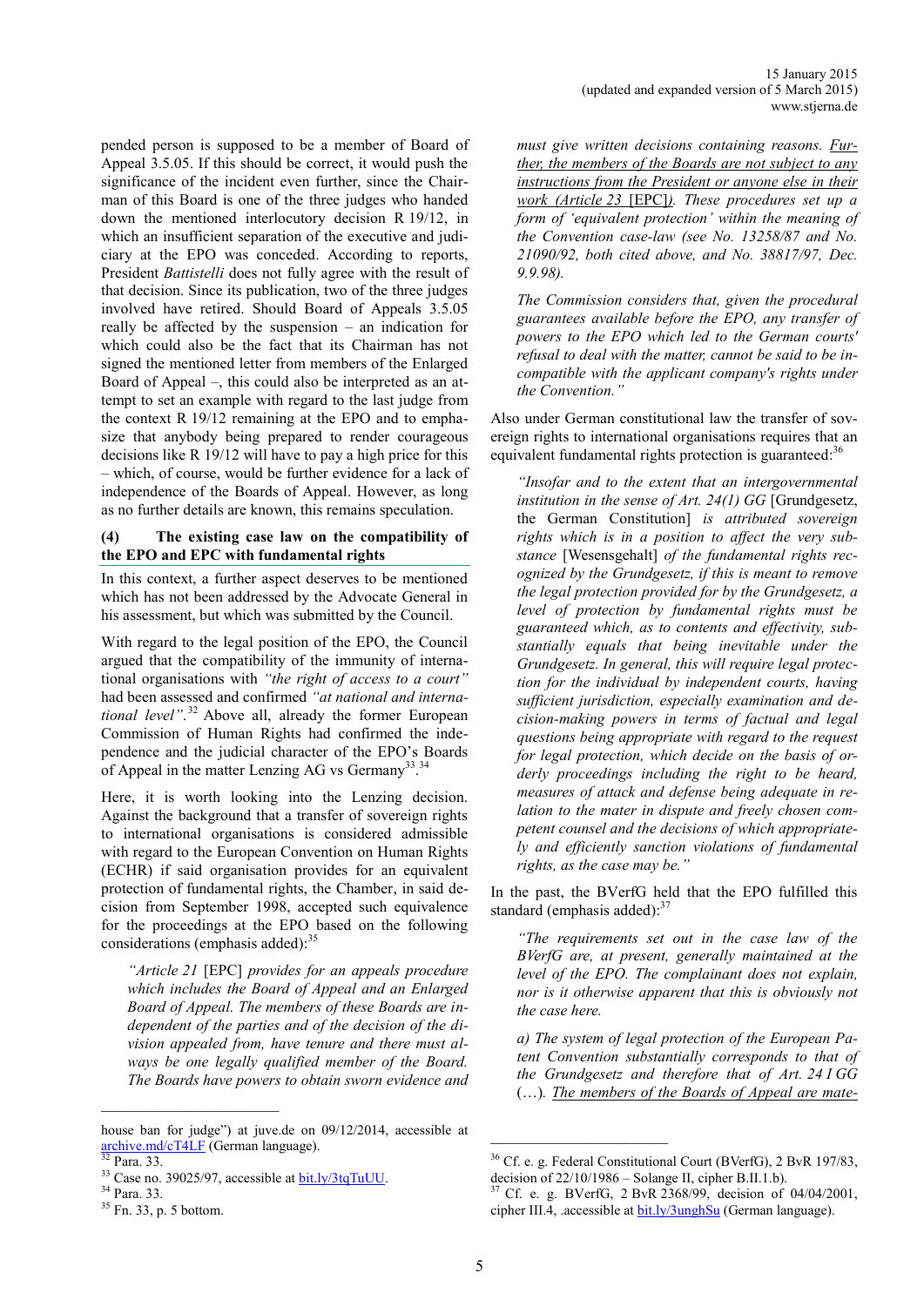pended person is supposed to be a member of Board of Appeal 3.5.05. If this should be correct, it would push the significance of the incident even further, since the Chairman of this Board is one of the three judges who handed down the mentioned interlocutory decision R 19/12, in which an insufficient separation of the executive and judiciary at the EPO was conceded. According to reports, President *Battistelli* does not fully agree with the result of that decision. Since its publication, two of the three judges involved have retired. Should Board of Appeals 3.5.05 really be affected by the suspension – an indication for which could also be the fact that its Chairman has not signed the mentioned letter from members of the Enlarged Board of Appeal –, this could also be interpreted as an attempt to set an example with regard to the last judge from the context R 19/12 remaining at the EPO and to emphasize that anybody being prepared to render courageous decisions like R 19/12 will have to pay a high price for this – which, of course, would be further evidence for a lack of independence of the Boards of Appeal. However, as long as no further details are known, this remains speculation.

#### (4) The existing case law on the compatibility of the EPO and EPC with fundamental rights

In this context, a further aspect deserves to be mentioned which has not been addressed by the Advocate General in his assessment, but which was submitted by the Council.

With regard to the legal position of the EPO, the Council argued that the compatibility of the immunity of international organisations with *"the right of access to a court"* had been assessed and confirmed *"at national and international level"*.[32] Above all, already the former European Commission of Human Rights had confirmed the independence and the judicial character of the EPO's Boards of Appeal in the matter Lenzing AG vs Germany[33].[34]

Here, it is worth looking into the Lenzing decision. Against the background that a transfer of sovereign rights to international organisations is considered admissible with regard to the European Convention on Human Rights (ECHR) if said organisation provides for an equivalent protection of fundamental rights, the Chamber, in said decision from September 1998, accepted such equivalence for the proceedings at the EPO based on the following considerations (emphasis added):[35]

> *"Article 21* [EPC] *provides for an appeals procedure which includes the Board of Appeal and an Enlarged Board of Appeal. The members of these Boards are independent of the parties and of the decision of the division appealed from, have tenure and there must always be one legally qualified member of the Board. The Boards have powers to obtain sworn evidence and must give written decisions containing reasons. Further, the members of the Boards are not subject to any instructions from the President or anyone else in their work (Article 23* [EPC]*). These procedures set up a form of 'equivalent protection' within the meaning of the Convention case-law (see No. 13258/87 and No. 21090/92, both cited above, and No. 38817/97, Dec. 9.9.98).*
>
> *The Commission considers that, given the procedural guarantees available before the EPO, any transfer of powers to the EPO which led to the German courts' refusal to deal with the matter, cannot be said to be incompatible with the applicant company's rights under the Convention."*

Also under German constitutional law the transfer of sovereign rights to international organisations requires that an equivalent fundamental rights protection is guaranteed:[36]

> *"Insofar and to the extent that an intergovernmental institution in the sense of Art. 24(1) GG* [Grundgesetz, the German Constitution] *is attributed sovereign rights which is in a position to affect the very substance* [Wesensgehalt] *of the fundamental rights recognized by the Grundgesetz, if this is meant to remove the legal protection provided for by the Grundgesetz, a level of protection by fundamental rights must be guaranteed which, as to contents and effectivity, substantially equals that being inevitable under the Grundgesetz. In general, this will require legal protection for the individual by independent courts, having sufficient jurisdiction, especially examination and decision-making powers in terms of factual and legal questions being appropriate with regard to the request for legal protection, which decide on the basis of orderly proceedings including the right to be heard, measures of attack and defense being adequate in relation to the mater in dispute and freely chosen competent counsel and the decisions of which appropriately and efficiently sanction violations of fundamental rights, as the case may be."*

In the past, the BVerfG held that the EPO fulfilled this standard (emphasis added):[37]

> *"The requirements set out in the case law of the BVerfG are, at present, generally maintained at the level of the EPO. The complainant does not explain, nor is it otherwise apparent that this is obviously not the case here.*
>
> *a) The system of legal protection of the European Patent Convention substantially corresponds to that of the Grundgesetz and therefore that of Art. 24 I GG (…). The members of the Boards of Appeal are mate-*

---

house ban for judge") at juve.de on 09/12/2014, accessible at archive.md/cT4LF (German language).

[32] Para. 33.

[33] Case no. 39025/97, accessible at bit.ly/3tqTuUU.

[34] Para. 33.

[35] Fn. 33, p. 5 bottom.

[36] Cf. e. g. Federal Constitutional Court (BVerfG), 2 BvR 197/83, decision of 22/10/1986 – Solange II, cipher B.II.1.b).

[37] Cf. e. g. BVerfG, 2 BvR 2368/99, decision of 04/04/2001, cipher III.4, .accessible at bit.ly/3unghSu (German language).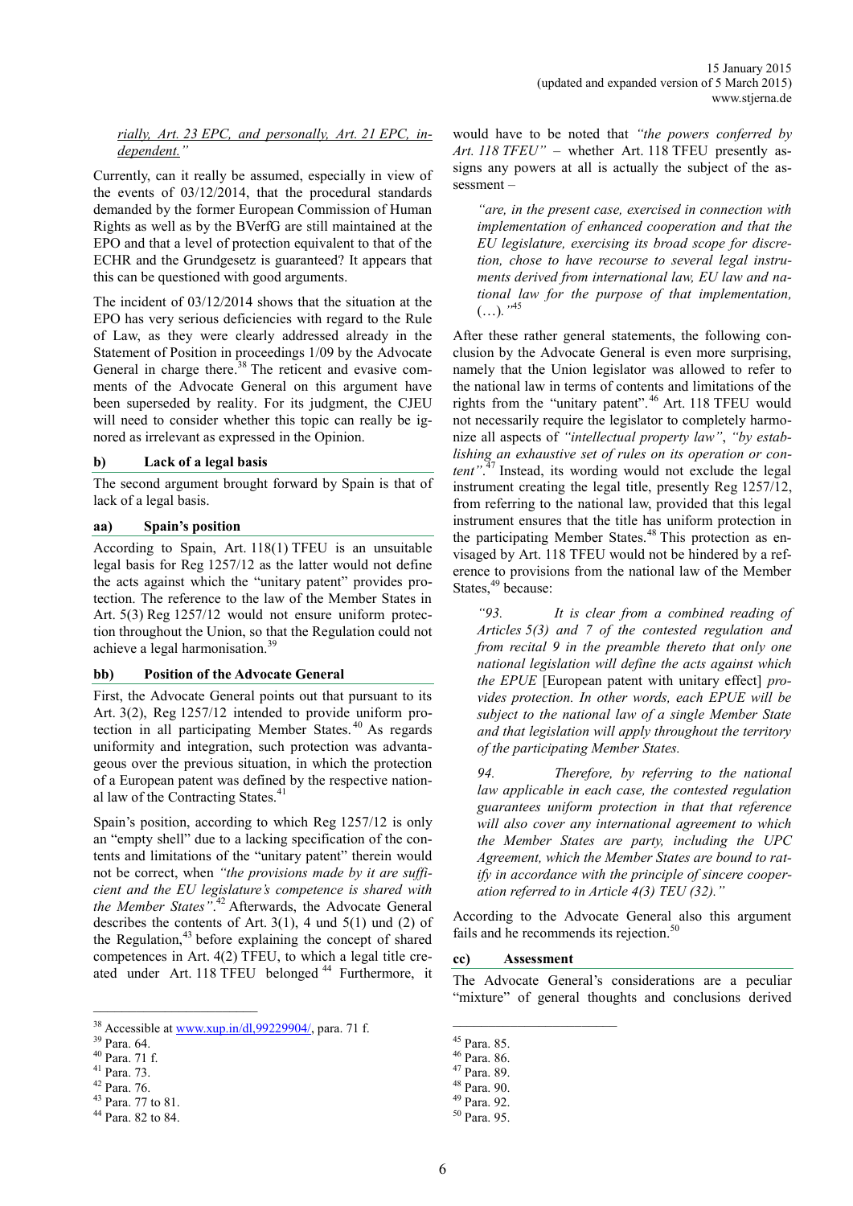*rially, Art. 23 EPC, and personally, Art. 21 EPC, independent."*

Currently, can it really be assumed, especially in view of the events of 03/12/2014, that the procedural standards demanded by the former European Commission of Human Rights as well as by the BVerfG are still maintained at the EPO and that a level of protection equivalent to that of the ECHR and the Grundgesetz is guaranteed? It appears that this can be questioned with good arguments.

The incident of 03/12/2014 shows that the situation at the EPO has very serious deficiencies with regard to the Rule of Law, as they were clearly addressed already in the Statement of Position in proceedings 1/09 by the Advocate General in charge there.[38] The reticent and evasive comments of the Advocate General on this argument have been superseded by reality. For its judgment, the CJEU will need to consider whether this topic can really be ignored as irrelevant as expressed in the Opinion.

#### b) Lack of a legal basis

The second argument brought forward by Spain is that of lack of a legal basis.

##### aa) Spain's position

According to Spain, Art. 118(1) TFEU is an unsuitable legal basis for Reg 1257/12 as the latter would not define the acts against which the "unitary patent" provides protection. The reference to the law of the Member States in Art. 5(3) Reg 1257/12 would not ensure uniform protection throughout the Union, so that the Regulation could not achieve a legal harmonisation.[39]

##### bb) Position of the Advocate General

First, the Advocate General points out that pursuant to its Art. 3(2), Reg 1257/12 intended to provide uniform protection in all participating Member States.[40] As regards uniformity and integration, such protection was advantageous over the previous situation, in which the protection of a European patent was defined by the respective national law of the Contracting States.[41]

Spain's position, according to which Reg 1257/12 is only an "empty shell" due to a lacking specification of the contents and limitations of the "unitary patent" therein would not be correct, when *"the provisions made by it are sufficient and the EU legislature's competence is shared with the Member States"*.[42] Afterwards, the Advocate General describes the contents of Art. 3(1), 4 und 5(1) und (2) of the Regulation,[43] before explaining the concept of shared competences in Art. 4(2) TFEU, to which a legal title created under Art. 118 TFEU belonged[44] Furthermore, it would have to be noted that *"the powers conferred by Art. 118 TFEU"* – whether Art. 118 TFEU presently assigns any powers at all is actually the subject of the assessment –

> *"are, in the present case, exercised in connection with implementation of enhanced cooperation and that the EU legislature, exercising its broad scope for discretion, chose to have recourse to several legal instruments derived from international law, EU law and national law for the purpose of that implementation, (…)."*[45]

After these rather general statements, the following conclusion by the Advocate General is even more surprising, namely that the Union legislator was allowed to refer to the national law in terms of contents and limitations of the rights from the "unitary patent".[46] Art. 118 TFEU would not necessarily require the legislator to completely harmonize all aspects of *"intellectual property law"*, *"by establishing an exhaustive set of rules on its operation or content"*.[47] Instead, its wording would not exclude the legal instrument creating the legal title, presently Reg 1257/12, from referring to the national law, provided that this legal instrument ensures that the title has uniform protection in the participating Member States.[48] This protection as envisaged by Art. 118 TFEU would not be hindered by a reference to provisions from the national law of the Member States,[49] because:

> *"93. It is clear from a combined reading of Articles 5(3) and 7 of the contested regulation and from recital 9 in the preamble thereto that only one national legislation will define the acts against which the EPUE* [European patent with unitary effect] *provides protection. In other words, each EPUE will be subject to the national law of a single Member State and that legislation will apply throughout the territory of the participating Member States.*
>
> *94. Therefore, by referring to the national law applicable in each case, the contested regulation guarantees uniform protection in that that reference will also cover any international agreement to which the Member States are party, including the UPC Agreement, which the Member States are bound to ratify in accordance with the principle of sincere cooperation referred to in Article 4(3) TEU (32)."*

According to the Advocate General also this argument fails and he recommends its rejection.[50]

##### cc) Assessment

The Advocate General's considerations are a peculiar "mixture" of general thoughts and conclusions derived

---

[38] Accessible at www.xup.in/dl,99229904/, para. 71 f.
[39] Para. 64.
[40] Para. 71 f.
[41] Para. 73.
[42] Para. 76.
[43] Para. 77 to 81.
[44] Para. 82 to 84.
[45] Para. 85.
[46] Para. 86.
[47] Para. 89.
[48] Para. 90.
[49] Para. 92.
[50] Para. 95.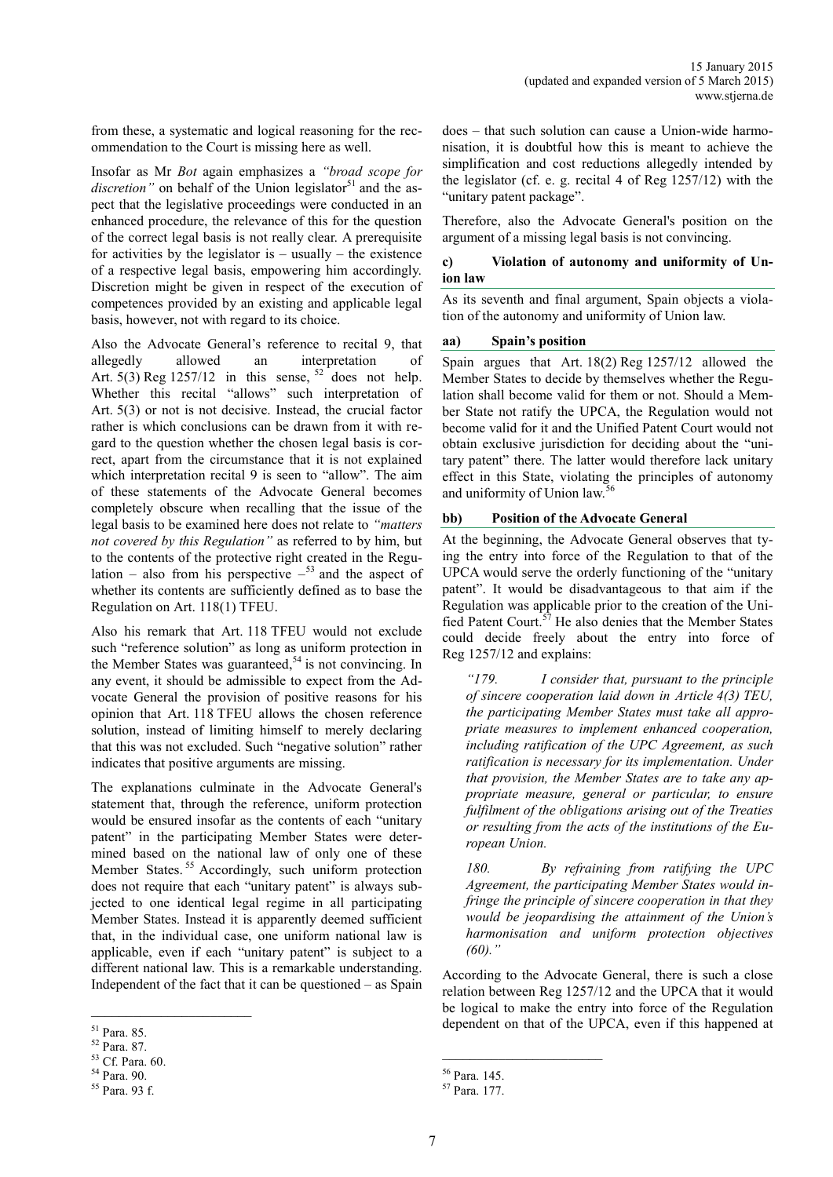from these, a systematic and logical reasoning for the recommendation to the Court is missing here as well.

Insofar as Mr *Bot* again emphasizes a *"broad scope for discretion"* on behalf of the Union legislator[51] and the aspect that the legislative proceedings were conducted in an enhanced procedure, the relevance of this for the question of the correct legal basis is not really clear. A prerequisite for activities by the legislator is – usually – the existence of a respective legal basis, empowering him accordingly. Discretion might be given in respect of the execution of competences provided by an existing and applicable legal basis, however, not with regard to its choice.

Also the Advocate General's reference to recital 9, that allegedly allowed an interpretation of Art. 5(3) Reg 1257/12 in this sense, [52] does not help. Whether this recital "allows" such interpretation of Art. 5(3) or not is not decisive. Instead, the crucial factor rather is which conclusions can be drawn from it with regard to the question whether the chosen legal basis is correct, apart from the circumstance that it is not explained which interpretation recital 9 is seen to "allow". The aim of these statements of the Advocate General becomes completely obscure when recalling that the issue of the legal basis to be examined here does not relate to *"matters not covered by this Regulation"* as referred to by him, but to the contents of the protective right created in the Regulation – also from his perspective –[53] and the aspect of whether its contents are sufficiently defined as to base the Regulation on Art. 118(1) TFEU.

Also his remark that Art. 118 TFEU would not exclude such "reference solution" as long as uniform protection in the Member States was guaranteed,[54] is not convincing. In any event, it should be admissible to expect from the Advocate General the provision of positive reasons for his opinion that Art. 118 TFEU allows the chosen reference solution, instead of limiting himself to merely declaring that this was not excluded. Such "negative solution" rather indicates that positive arguments are missing.

The explanations culminate in the Advocate General's statement that, through the reference, uniform protection would be ensured insofar as the contents of each "unitary patent" in the participating Member States were determined based on the national law of only one of these Member States. [55] Accordingly, such uniform protection does not require that each "unitary patent" is always subjected to one identical legal regime in all participating Member States. Instead it is apparently deemed sufficient that, in the individual case, one uniform national law is applicable, even if each "unitary patent" is subject to a different national law. This is a remarkable understanding. Independent of the fact that it can be questioned – as Spain does – that such solution can cause a Union-wide harmonisation, it is doubtful how this is meant to achieve the simplification and cost reductions allegedly intended by the legislator (cf. e. g. recital 4 of Reg 1257/12) with the "unitary patent package".

Therefore, also the Advocate General's position on the argument of a missing legal basis is not convincing.

### c) Violation of autonomy and uniformity of Union law

As its seventh and final argument, Spain objects a violation of the autonomy and uniformity of Union law.

#### aa) Spain's position

Spain argues that Art. 18(2) Reg 1257/12 allowed the Member States to decide by themselves whether the Regulation shall become valid for them or not. Should a Member State not ratify the UPCA, the Regulation would not become valid for it and the Unified Patent Court would not obtain exclusive jurisdiction for deciding about the "unitary patent" there. The latter would therefore lack unitary effect in this State, violating the principles of autonomy and uniformity of Union law.[56]

#### bb) Position of the Advocate General

At the beginning, the Advocate General observes that tying the entry into force of the Regulation to that of the UPCA would serve the orderly functioning of the "unitary patent". It would be disadvantageous to that aim if the Regulation was applicable prior to the creation of the Unified Patent Court.[57] He also denies that the Member States could decide freely about the entry into force of Reg 1257/12 and explains:

> *"179. I consider that, pursuant to the principle of sincere cooperation laid down in Article 4(3) TEU, the participating Member States must take all appropriate measures to implement enhanced cooperation, including ratification of the UPC Agreement, as such ratification is necessary for its implementation. Under that provision, the Member States are to take any appropriate measure, general or particular, to ensure fulfilment of the obligations arising out of the Treaties or resulting from the acts of the institutions of the European Union.*
>
> *180. By refraining from ratifying the UPC Agreement, the participating Member States would infringe the principle of sincere cooperation in that they would be jeopardising the attainment of the Union's harmonisation and uniform protection objectives (60)."*

According to the Advocate General, there is such a close relation between Reg 1257/12 and the UPCA that it would be logical to make the entry into force of the Regulation dependent on that of the UPCA, even if this happened at

---

[51] Para. 85.
[52] Para. 87.
[53] Cf. Para. 60.
[54] Para. 90.
[55] Para. 93 f.
[56] Para. 145.
[57] Para. 177.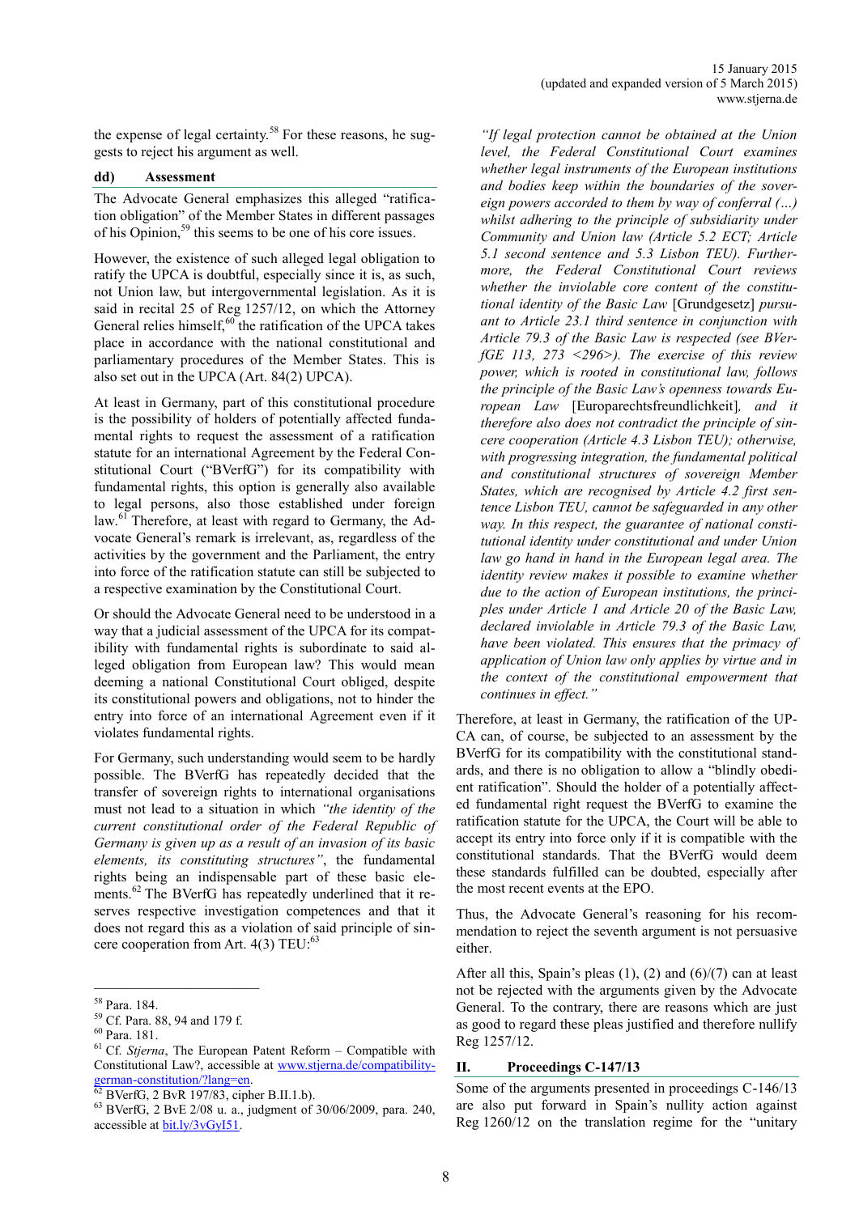the expense of legal certainty.[58] For these reasons, he suggests to reject his argument as well.

#### dd) Assessment

The Advocate General emphasizes this alleged "ratification obligation" of the Member States in different passages of his Opinion,[59] this seems to be one of his core issues.

However, the existence of such alleged legal obligation to ratify the UPCA is doubtful, especially since it is, as such, not Union law, but intergovernmental legislation. As it is said in recital 25 of Reg 1257/12, on which the Attorney General relies himself,[60] the ratification of the UPCA takes place in accordance with the national constitutional and parliamentary procedures of the Member States. This is also set out in the UPCA (Art. 84(2) UPCA).

At least in Germany, part of this constitutional procedure is the possibility of holders of potentially affected fundamental rights to request the assessment of a ratification statute for an international Agreement by the Federal Constitutional Court ("BVerfG") for its compatibility with fundamental rights, this option is generally also available to legal persons, also those established under foreign law.[61] Therefore, at least with regard to Germany, the Advocate General's remark is irrelevant, as, regardless of the activities by the government and the Parliament, the entry into force of the ratification statute can still be subjected to a respective examination by the Constitutional Court.

Or should the Advocate General need to be understood in a way that a judicial assessment of the UPCA for its compatibility with fundamental rights is subordinate to said alleged obligation from European law? This would mean deeming a national Constitutional Court obliged, despite its constitutional powers and obligations, not to hinder the entry into force of an international Agreement even if it violates fundamental rights.

For Germany, such understanding would seem to be hardly possible. The BVerfG has repeatedly decided that the transfer of sovereign rights to international organisations must not lead to a situation in which *"the identity of the current constitutional order of the Federal Republic of Germany is given up as a result of an invasion of its basic elements, its constituting structures"*, the fundamental rights being an indispensable part of these basic elements.[62] The BVerfG has repeatedly underlined that it reserves respective investigation competences and that it does not regard this as a violation of said principle of sincere cooperation from Art. 4(3) TEU:[63]

> *"If legal protection cannot be obtained at the Union level, the Federal Constitutional Court examines whether legal instruments of the European institutions and bodies keep within the boundaries of the sovereign powers accorded to them by way of conferral (…) whilst adhering to the principle of subsidiarity under Community and Union law (Article 5.2 ECT; Article 5.1 second sentence and 5.3 Lisbon TEU). Furthermore, the Federal Constitutional Court reviews whether the inviolable core content of the constitutional identity of the Basic Law* [Grundgesetz] *pursuant to Article 23.1 third sentence in conjunction with Article 79.3 of the Basic Law is respected (see BVerfGE 113, 273 <296>). The exercise of this review power, which is rooted in constitutional law, follows the principle of the Basic Law's openness towards European Law* [Europarechtsfreundlichkeit]*, and it therefore also does not contradict the principle of sincere cooperation (Article 4.3 Lisbon TEU); otherwise, with progressing integration, the fundamental political and constitutional structures of sovereign Member States, which are recognised by Article 4.2 first sentence Lisbon TEU, cannot be safeguarded in any other way. In this respect, the guarantee of national constitutional identity under constitutional and under Union law go hand in hand in the European legal area. The identity review makes it possible to examine whether due to the action of European institutions, the principles under Article 1 and Article 20 of the Basic Law, declared inviolable in Article 79.3 of the Basic Law, have been violated. This ensures that the primacy of application of Union law only applies by virtue and in the context of the constitutional empowerment that continues in effect."*

Therefore, at least in Germany, the ratification of the UPCA can, of course, be subjected to an assessment by the BVerfG for its compatibility with the constitutional standards, and there is no obligation to allow a "blindly obedient ratification". Should the holder of a potentially affected fundamental right request the BVerfG to examine the ratification statute for the UPCA, the Court will be able to accept its entry into force only if it is compatible with the constitutional standards. That the BVerfG would deem these standards fulfilled can be doubted, especially after the most recent events at the EPO.

Thus, the Advocate General's reasoning for his recommendation to reject the seventh argument is not persuasive either.

After all this, Spain's pleas (1), (2) and (6)/(7) can at least not be rejected with the arguments given by the Advocate General. To the contrary, there are reasons which are just as good to regard these pleas justified and therefore nullify Reg 1257/12.

## II. Proceedings C-147/13

Some of the arguments presented in proceedings C-146/13 are also put forward in Spain's nullity action against Reg 1260/12 on the translation regime for the "unitary

---

[58] Para. 184.

[59] Cf. Para. 88, 94 and 179 f.

[60] Para. 181.

[61] Cf. *Stjerna*, The European Patent Reform – Compatible with Constitutional Law?, accessible at www.stjerna.de/compatibility-german-constitution/?lang=en.

[62] BVerfG, 2 BvR 197/83, cipher B.II.1.b).

[63] BVerfG, 2 BvE 2/08 u. a., judgment of 30/06/2009, para. 240, accessible at bit.ly/3vGyI51.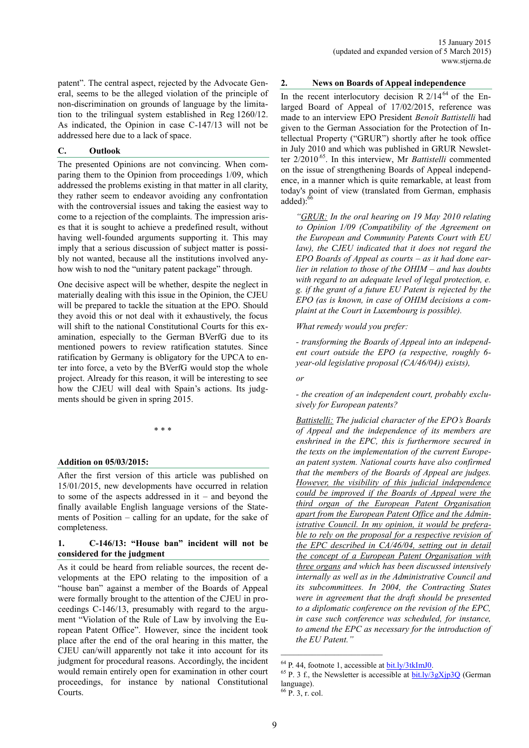patent". The central aspect, rejected by the Advocate General, seems to be the alleged violation of the principle of non-discrimination on grounds of language by the limitation to the trilingual system established in Reg 1260/12. As indicated, the Opinion in case C-147/13 will not be addressed here due to a lack of space.

### C. Outlook

The presented Opinions are not convincing. When comparing them to the Opinion from proceedings 1/09, which addressed the problems existing in that matter in all clarity, they rather seem to endeavor avoiding any confrontation with the controversial issues and taking the easiest way to come to a rejection of the complaints. The impression arises that it is sought to achieve a predefined result, without having well-founded arguments supporting it. This may imply that a serious discussion of subject matter is possibly not wanted, because all the institutions involved anyhow wish to nod the "unitary patent package" through.

One decisive aspect will be whether, despite the neglect in materially dealing with this issue in the Opinion, the CJEU will be prepared to tackle the situation at the EPO. Should they avoid this or not deal with it exhaustively, the focus will shift to the national Constitutional Courts for this examination, especially to the German BVerfG due to its mentioned powers to review ratification statutes. Since ratification by Germany is obligatory for the UPCA to enter into force, a veto by the BVerfG would stop the whole project. Already for this reason, it will be interesting to see how the CJEU will deal with Spain's actions. Its judgments should be given in spring 2015.

\* \* \*

### Addition on 05/03/2015:

After the first version of this article was published on 15/01/2015, new developments have occurred in relation to some of the aspects addressed in it – and beyond the finally available English language versions of the Statements of Position – calling for an update, for the sake of completeness.

#### 1. C-146/13: "House ban" incident will not be considered for the judgment

As it could be heard from reliable sources, the recent developments at the EPO relating to the imposition of a "house ban" against a member of the Boards of Appeal were formally brought to the attention of the CJEU in proceedings C-146/13, presumably with regard to the argument "Violation of the Rule of Law by involving the European Patent Office". However, since the incident took place after the end of the oral hearing in this matter, the CJEU can/will apparently not take it into account for its judgment for procedural reasons. Accordingly, the incident would remain entirely open for examination in other court proceedings, for instance by national Constitutional Courts.

#### 2. News on Boards of Appeal independence

In the recent interlocutory decision R 2/14[64] of the Enlarged Board of Appeal of 17/02/2015, reference was made to an interview EPO President *Benoît Battistelli* had given to the German Association for the Protection of Intellectual Property ("GRUR") shortly after he took office in July 2010 and which was published in GRUR Newsletter 2/2010[65]. In this interview, Mr *Battistelli* commented on the issue of strengthening Boards of Appeal independence, in a manner which is quite remarkable, at least from today's point of view (translated from German, emphasis added):[66]

> *"<u>GRUR:</u> In the oral hearing on 19 May 2010 relating to Opinion 1/09 (Compatibility of the Agreement on the European and Community Patents Court with EU law), the CJEU indicated that it does not regard the EPO Boards of Appeal as courts – as it had done earlier in relation to those of the OHIM – and has doubts with regard to an adequate level of legal protection, e. g. if the grant of a future EU Patent is rejected by the EPO (as is known, in case of OHIM decisions a complaint at the Court in Luxembourg is possible).*
>
> *What remedy would you prefer:*
>
> *- transforming the Boards of Appeal into an independent court outside the EPO (a respective, roughly 6-year-old legislative proposal (CA/46/04)) exists),*
>
> *or*
>
> *- the creation of an independent court, probably exclusively for European patents?*
>
> *<u>Battistelli:</u> The judicial character of the EPO's Boards of Appeal and the independence of its members are enshrined in the EPC, this is furthermore secured in the texts on the implementation of the current European patent system. National courts have also confirmed that the members of the Boards of Appeal are judges. <u>However, the visibility of this judicial independence could be improved if the Boards of Appeal were the third organ of the European Patent Organisation apart from the European Patent Office and the Administrative Council. In my opinion, it would be preferable to rely on the proposal for a respective revision of the EPC described in CA/46/04, setting out in detail the concept of a European Patent Organisation with three organs</u> and which has been discussed intensively internally as well as in the Administrative Council and its subcommittees. In 2004, the Contracting States were in agreement that the draft should be presented to a diplomatic conference on the revision of the EPC, in case such conference was scheduled, for instance, to amend the EPC as necessary for the introduction of the EU Patent."*

---

[64] P. 44, footnote 1, accessible at bit.ly/3tkImJ0.

[65] P. 3 f., the Newsletter is accessible at bit.ly/3gXjp3Q (German language).

[66] P. 3, r. col.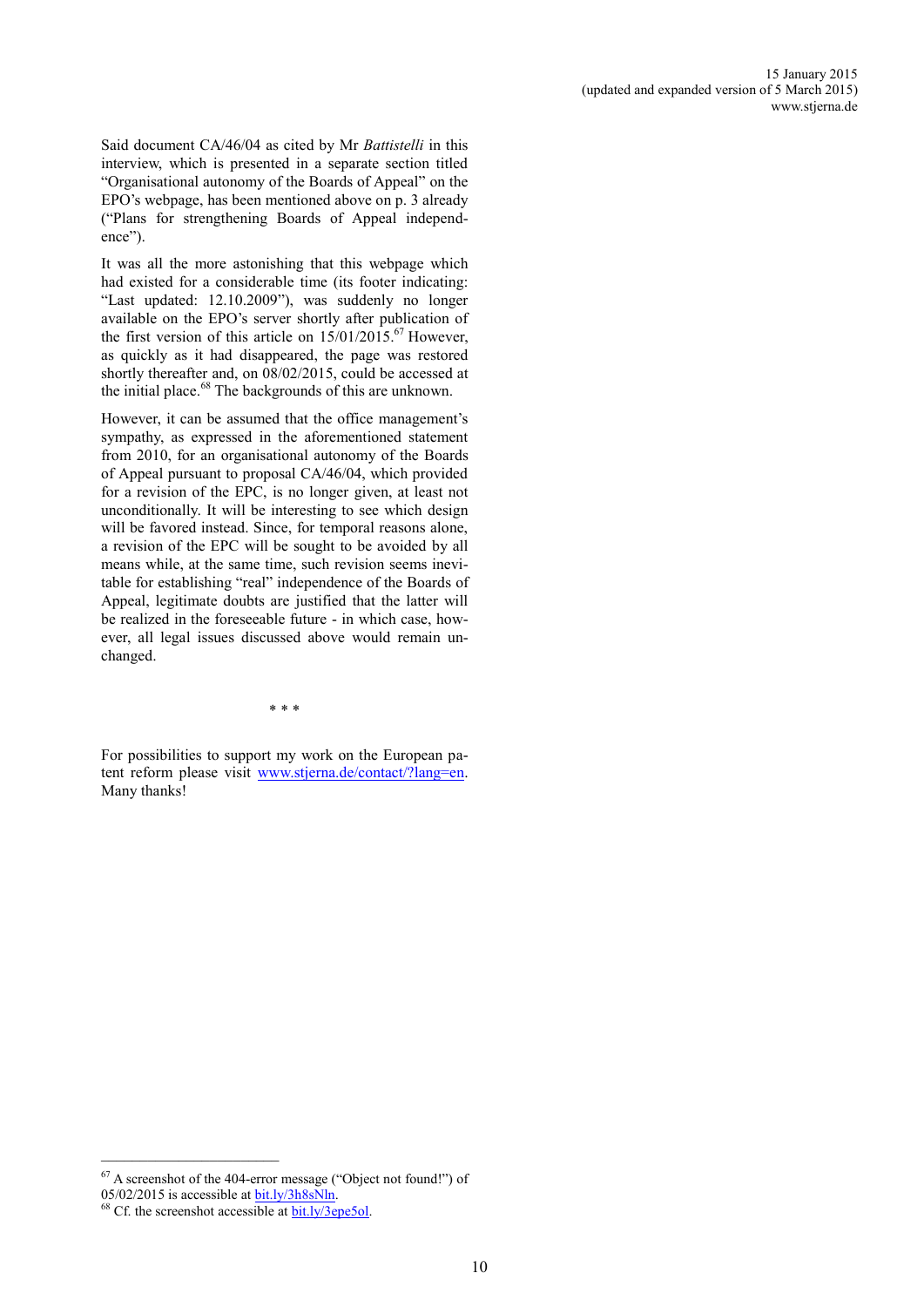Said document CA/46/04 as cited by Mr *Battistelli* in this interview, which is presented in a separate section titled "Organisational autonomy of the Boards of Appeal" on the EPO's webpage, has been mentioned above on p. 3 already ("Plans for strengthening Boards of Appeal independence").

It was all the more astonishing that this webpage which had existed for a considerable time (its footer indicating: "Last updated: 12.10.2009"), was suddenly no longer available on the EPO's server shortly after publication of the first version of this article on 15/01/2015.[67] However, as quickly as it had disappeared, the page was restored shortly thereafter and, on 08/02/2015, could be accessed at the initial place.[68] The backgrounds of this are unknown.

However, it can be assumed that the office management's sympathy, as expressed in the aforementioned statement from 2010, for an organisational autonomy of the Boards of Appeal pursuant to proposal CA/46/04, which provided for a revision of the EPC, is no longer given, at least not unconditionally. It will be interesting to see which design will be favored instead. Since, for temporal reasons alone, a revision of the EPC will be sought to be avoided by all means while, at the same time, such revision seems inevitable for establishing "real" independence of the Boards of Appeal, legitimate doubts are justified that the latter will be realized in the foreseeable future - in which case, however, all legal issues discussed above would remain unchanged.

\* \* \*

For possibilities to support my work on the European patent reform please visit www.stjerna.de/contact/?lang=en. Many thanks!

---

[67] A screenshot of the 404-error message ("Object not found!") of 05/02/2015 is accessible at bit.ly/3h8sNln.

[68] Cf. the screenshot accessible at bit.ly/3epe5ol.